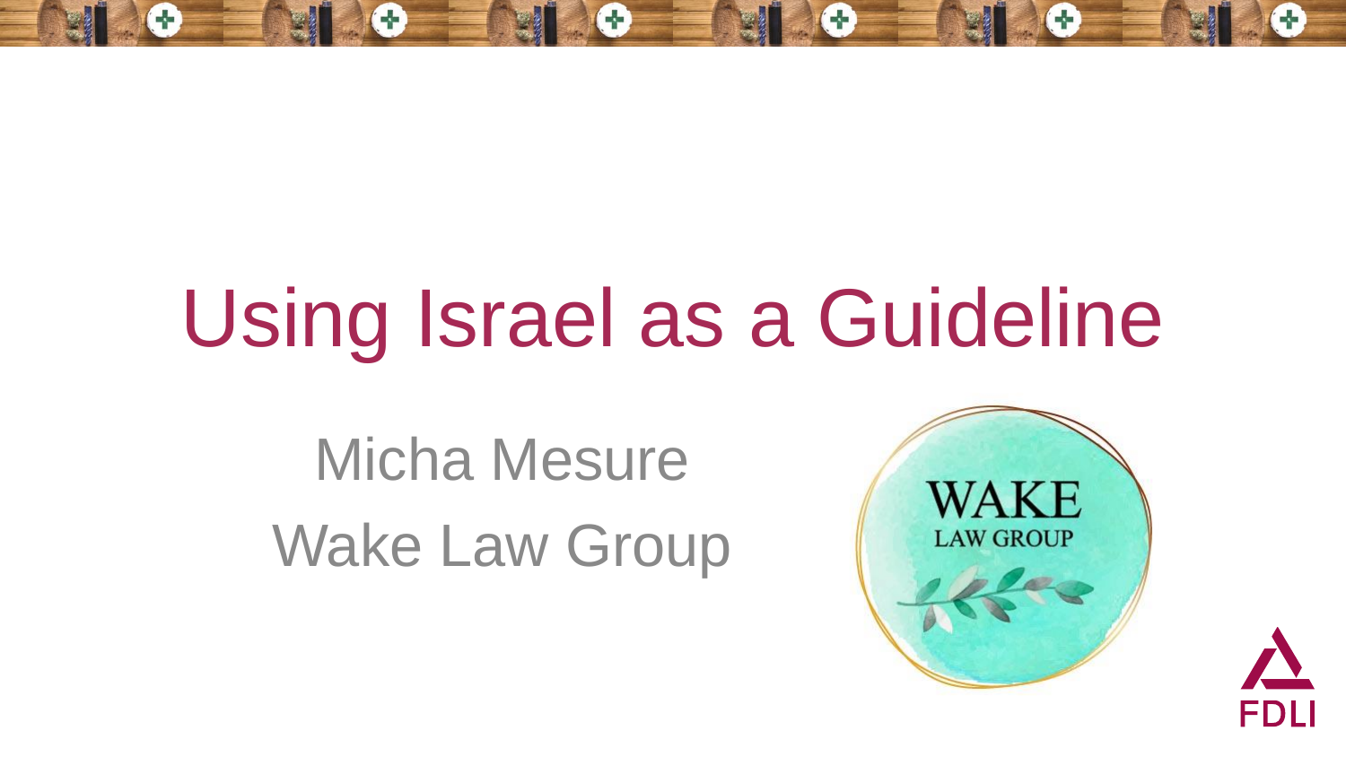# Using Israel as a Guideline

Micha Mesure

Wake Law Group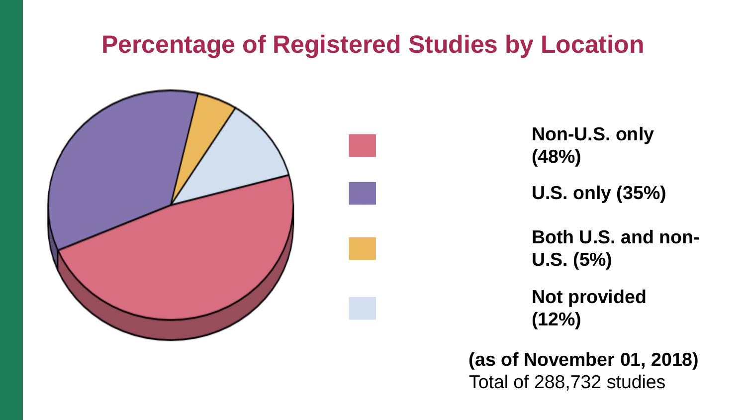# Percentage of Registered Studies by Location

- **Non-U.S. only (48%)**
- **U.S. only (35%)**
- **Both U.S. and non-U.S. (5%)**
- **Not provided (12%)**

**(as of November 01, 2018)**
Total of 288,732 studies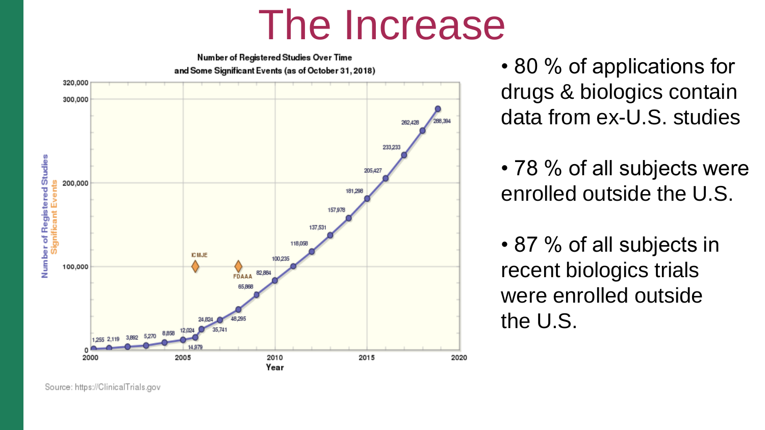# The Increase

Number of Registered Studies Over Time and Some Significant Events (as of October 31, 2018)

Source: https://ClinicalTrials.gov

- 80 % of applications for drugs & biologics contain data from ex-U.S. studies
- 78 % of all subjects were enrolled outside the U.S.
- 87 % of all subjects in recent biologics trials were enrolled outside the U.S.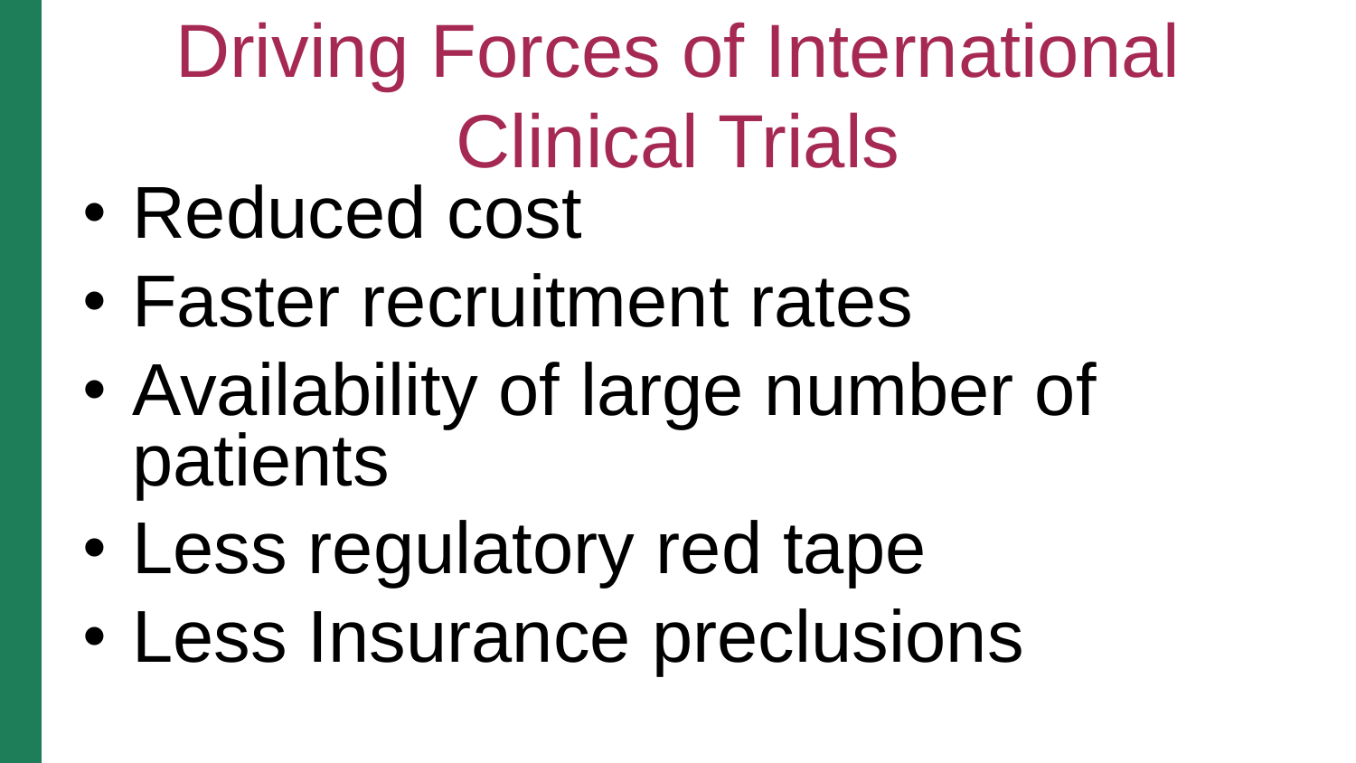# Driving Forces of International Clinical Trials

- Reduced cost
- Faster recruitment rates
- Availability of large number of patients
- Less regulatory red tape
- Less Insurance preclusions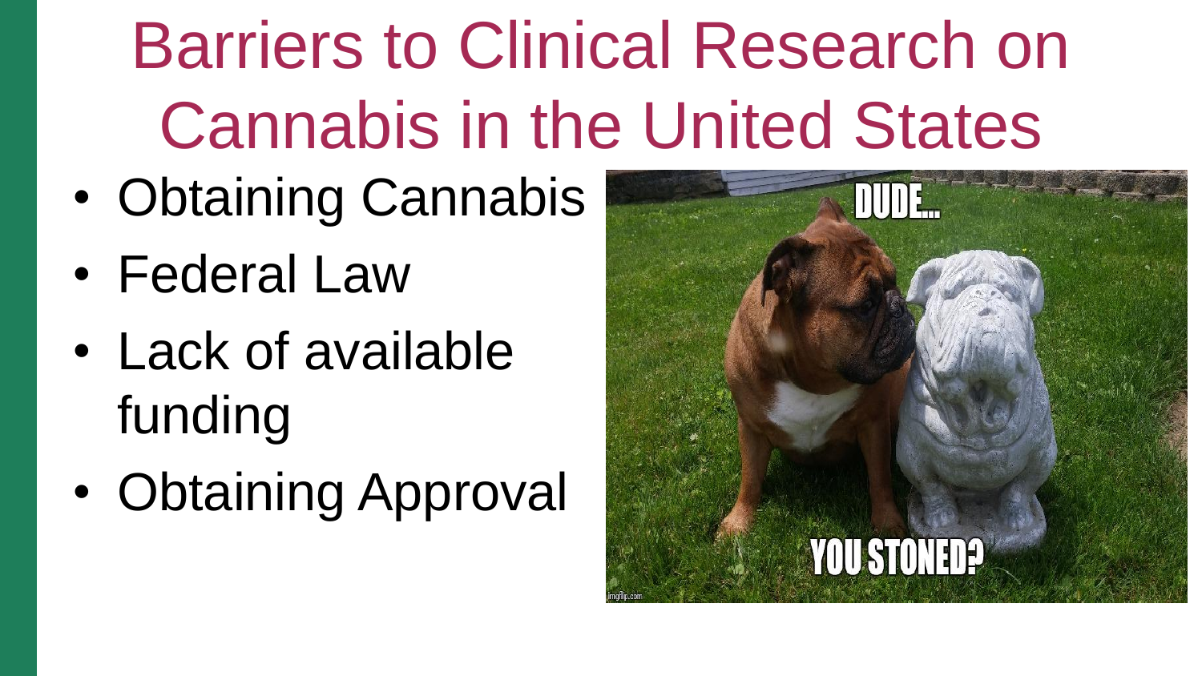# Barriers to Clinical Research on Cannabis in the United States

- Obtaining Cannabis
- Federal Law
- Lack of available funding
- Obtaining Approval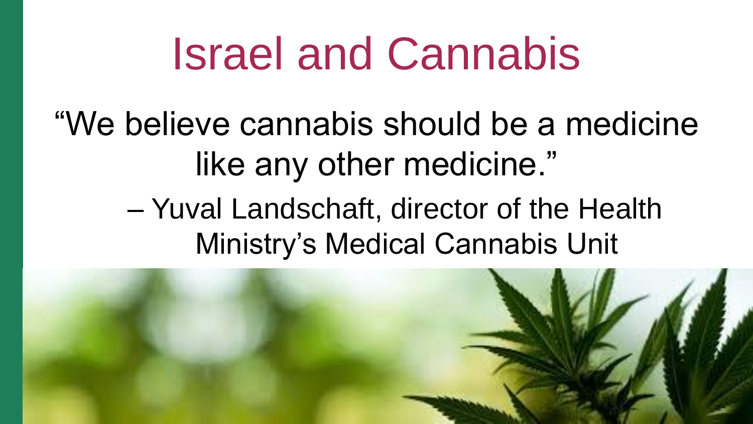# Israel and Cannabis

"We believe cannabis should be a medicine like any other medicine."

– Yuval Landschaft, director of the Health Ministry's Medical Cannabis Unit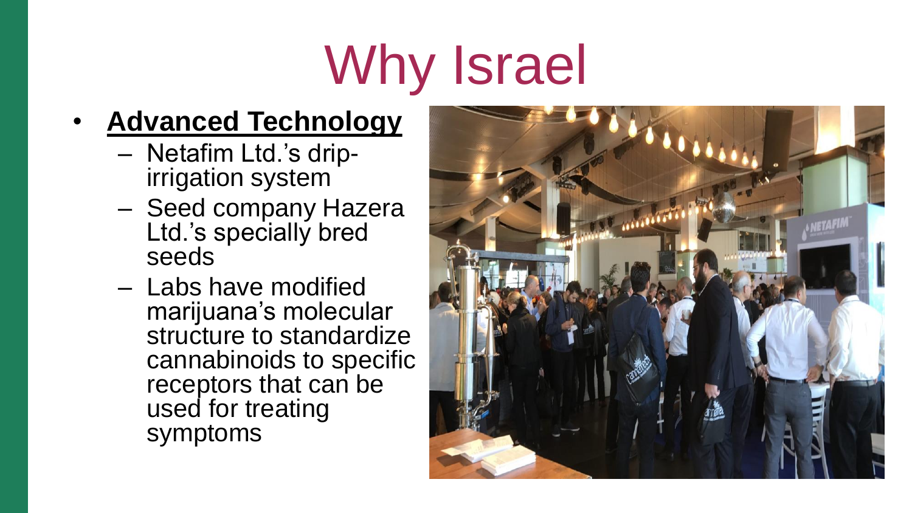# Why Israel

- **Advanced Technology**
  - Netafim Ltd.'s drip-irrigation system
  - Seed company Hazera Ltd.'s specially bred seeds
  - Labs have modified marijuana's molecular structure to standardize cannabinoids to specific receptors that can be used for treating symptoms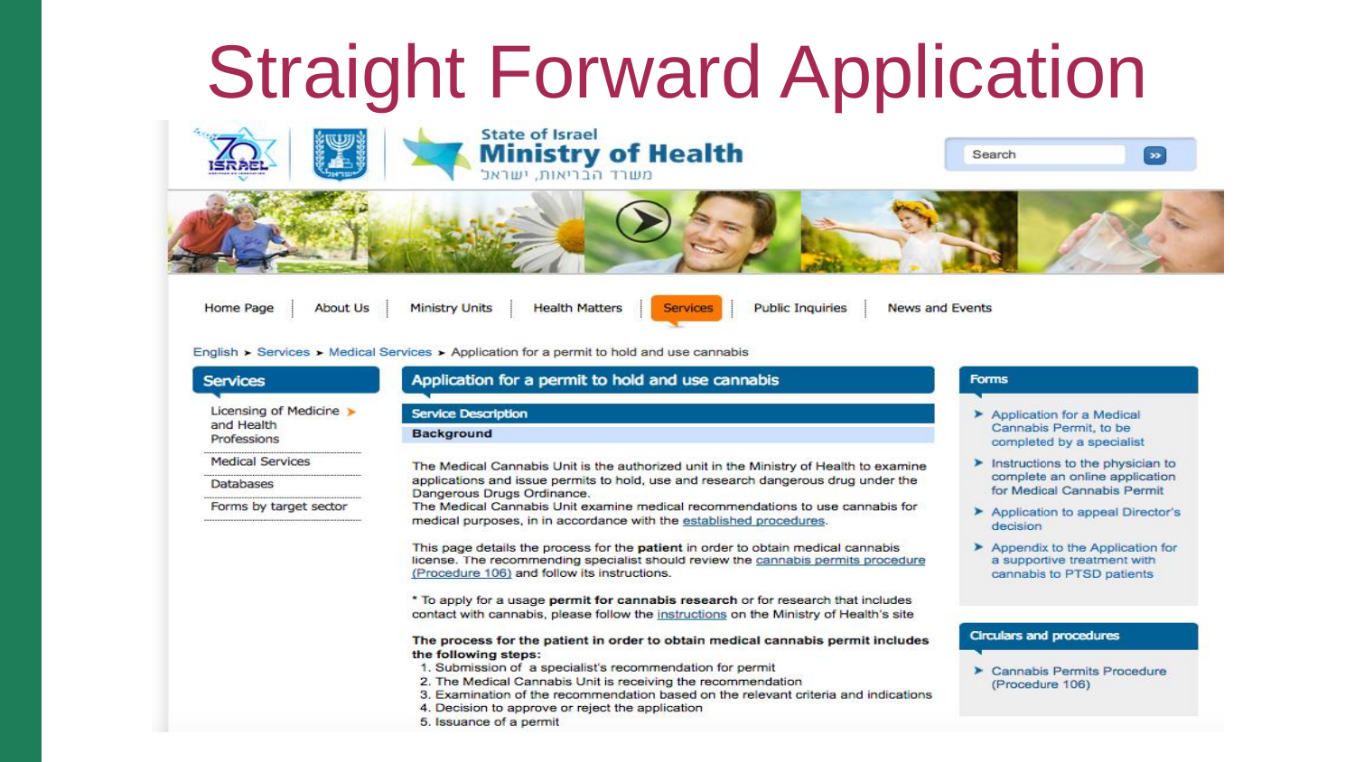# Straight Forward Application

State of Israel
**Ministry of Health**
משרד הבריאות, ישראל

Search

Home Page | About Us | Ministry Units | Health Matters | Services | Public Inquiries | News and Events

English ➤ Services ➤ Medical Services ➤ Application for a permit to hold and use cannabis

## Services

- Licensing of Medicine and Health Professions
- Medical Services
- Databases
- Forms by target sector

## Application for a permit to hold and use cannabis

### Service Description

**Background**

The Medical Cannabis Unit is the authorized unit in the Ministry of Health to examine applications and issue permits to hold, use and research dangerous drug under the Dangerous Drugs Ordinance.
The Medical Cannabis Unit examine medical recommendations to use cannabis for medical purposes, in in accordance with the established procedures.

This page details the process for the **patient** in order to obtain medical cannabis license. The recommending specialist should review the cannabis permits procedure (Procedure 106) and follow its instructions.

* To apply for a usage **permit for cannabis research** or for research that includes contact with cannabis, please follow the instructions on the Ministry of Health's site

**The process for the patient in order to obtain medical cannabis permit includes the following steps:**

1. Submission of a specialist's recommendation for permit
2. The Medical Cannabis Unit is receiving the recommendation
3. Examination of the recommendation based on the relevant criteria and indications
4. Decision to approve or reject the application
5. Issuance of a permit

## Forms

- Application for a Medical Cannabis Permit, to be completed by a specialist
- Instructions to the physician to complete an online application for Medical Cannabis Permit
- Application to appeal Director's decision
- Appendix to the Application for a supportive treatment with cannabis to PTSD patients

## Circulars and procedures

- Cannabis Permits Procedure (Procedure 106)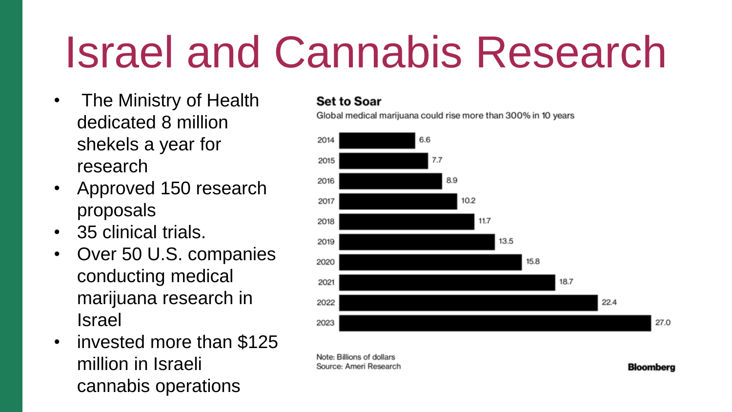# Israel and Cannabis Research

- The Ministry of Health dedicated 8 million shekels a year for research
- Approved 150 research proposals
- 35 clinical trials.
- Over 50 U.S. companies conducting medical marijuana research in Israel
- invested more than $125 million in Israeli cannabis operations

**Set to Soar**

Global medical marijuana could rise more than 300% in 10 years

| Year | Value |
| --- | --- |
| 2014 | 6.6 |
| 2015 | 7.7 |
| 2016 | 8.9 |
| 2017 | 10.2 |
| 2018 | 11.7 |
| 2019 | 13.5 |
| 2020 | 15.8 |
| 2021 | 18.7 |
| 2022 | 22.4 |
| 2023 | 27.0 |

Note: Billions of dollars
Source: Ameri Research

**Bloomberg**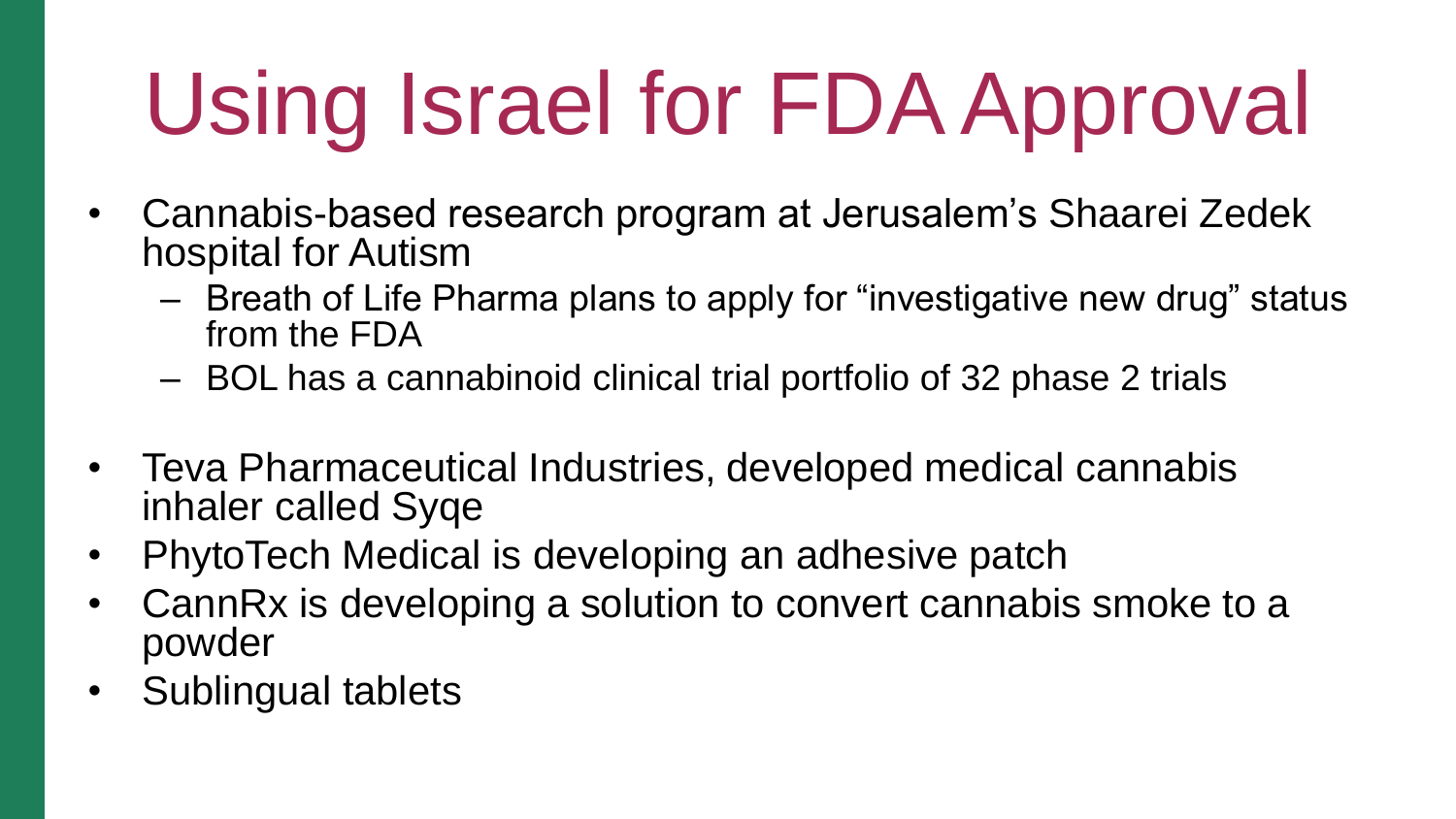# Using Israel for FDA Approval

- Cannabis-based research program at Jerusalem's Shaarei Zedek hospital for Autism
  - Breath of Life Pharma plans to apply for "investigative new drug" status from the FDA
  - BOL has a cannabinoid clinical trial portfolio of 32 phase 2 trials
- Teva Pharmaceutical Industries, developed medical cannabis inhaler called Syqe
- PhytoTech Medical is developing an adhesive patch
- CannRx is developing a solution to convert cannabis smoke to a powder
- Sublingual tablets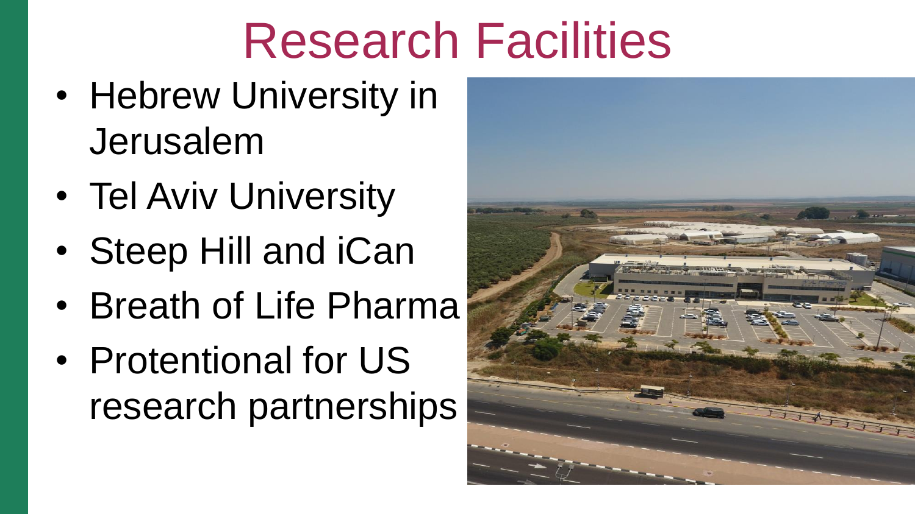# Research Facilities

- Hebrew University in Jerusalem
- Tel Aviv University
- Steep Hill and iCan
- Breath of Life Pharma
- Protentional for US research partnerships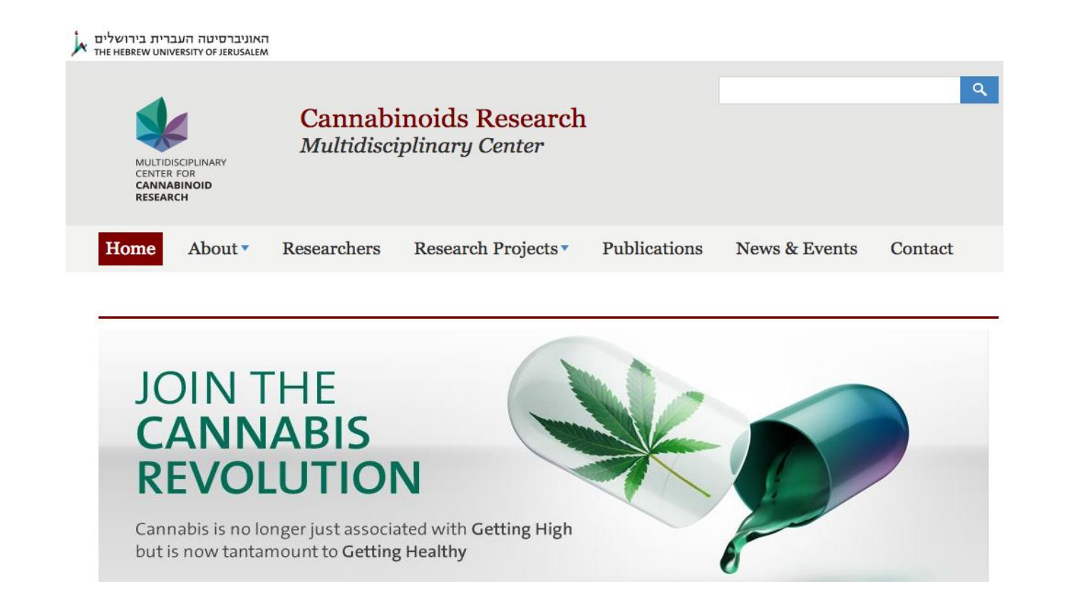האוניברסיטה העברית בירושלים
THE HEBREW UNIVERSITY OF JERUSALEM

MULTIDISCIPLINARY CENTER FOR **CANNABINOID RESEARCH**

# Cannabinoids Research

*Multidisciplinary Center*

**Home** About Researchers Research Projects Publications News & Events Contact

# JOIN THE **CANNABIS REVOLUTION**

Cannabis is no longer just associated with **Getting High** but is now tantamount to **Getting Healthy**